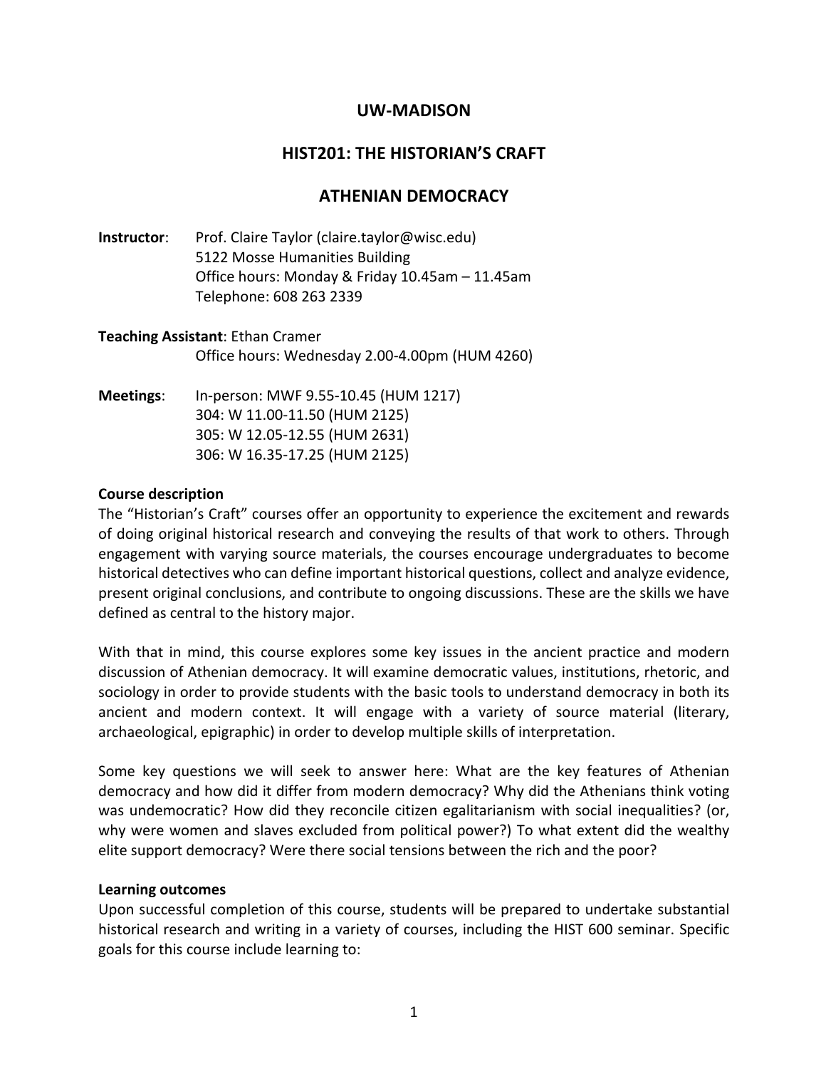# UW-MADISON

## HIST201: THE HISTORIAN'S CRAFT

## ATHENIAN DEMOCRACY

**Instructor**: Prof. Claire Taylor (claire.taylor@wisc.edu)
5122 Mosse Humanities Building
Office hours: Monday & Friday 10.45am – 11.45am
Telephone: 608 263 2339

**Teaching Assistant**: Ethan Cramer
Office hours: Wednesday 2.00-4.00pm (HUM 4260)

**Meetings**: In-person: MWF 9.55-10.45 (HUM 1217)
304: W 11.00-11.50 (HUM 2125)
305: W 12.05-12.55 (HUM 2631)
306: W 16.35-17.25 (HUM 2125)

**Course description**

The "Historian's Craft" courses offer an opportunity to experience the excitement and rewards of doing original historical research and conveying the results of that work to others. Through engagement with varying source materials, the courses encourage undergraduates to become historical detectives who can define important historical questions, collect and analyze evidence, present original conclusions, and contribute to ongoing discussions. These are the skills we have defined as central to the history major.

With that in mind, this course explores some key issues in the ancient practice and modern discussion of Athenian democracy. It will examine democratic values, institutions, rhetoric, and sociology in order to provide students with the basic tools to understand democracy in both its ancient and modern context. It will engage with a variety of source material (literary, archaeological, epigraphic) in order to develop multiple skills of interpretation.

Some key questions we will seek to answer here: What are the key features of Athenian democracy and how did it differ from modern democracy? Why did the Athenians think voting was undemocratic? How did they reconcile citizen egalitarianism with social inequalities? (or, why were women and slaves excluded from political power?) To what extent did the wealthy elite support democracy? Were there social tensions between the rich and the poor?

**Learning outcomes**

Upon successful completion of this course, students will be prepared to undertake substantial historical research and writing in a variety of courses, including the HIST 600 seminar. Specific goals for this course include learning to: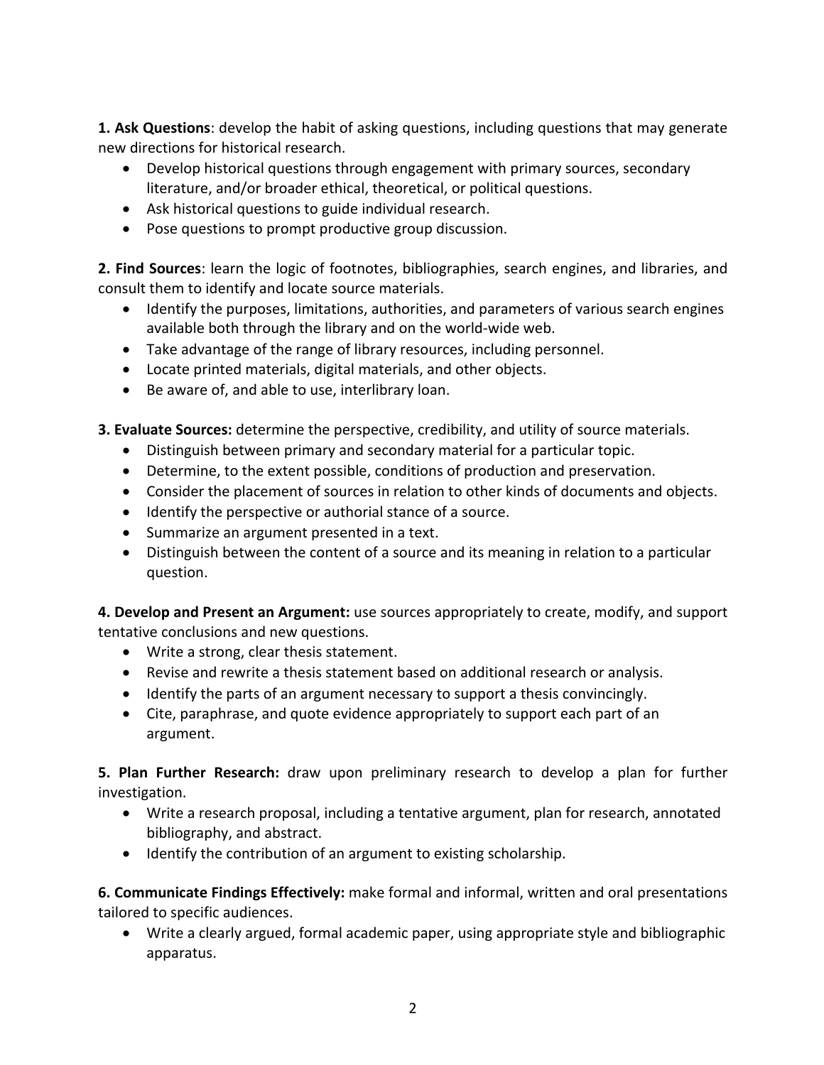**1. Ask Questions**: develop the habit of asking questions, including questions that may generate new directions for historical research.

- Develop historical questions through engagement with primary sources, secondary literature, and/or broader ethical, theoretical, or political questions.
- Ask historical questions to guide individual research.
- Pose questions to prompt productive group discussion.

**2. Find Sources**: learn the logic of footnotes, bibliographies, search engines, and libraries, and consult them to identify and locate source materials.

- Identify the purposes, limitations, authorities, and parameters of various search engines available both through the library and on the world-wide web.
- Take advantage of the range of library resources, including personnel.
- Locate printed materials, digital materials, and other objects.
- Be aware of, and able to use, interlibrary loan.

**3. Evaluate Sources:** determine the perspective, credibility, and utility of source materials.

- Distinguish between primary and secondary material for a particular topic.
- Determine, to the extent possible, conditions of production and preservation.
- Consider the placement of sources in relation to other kinds of documents and objects.
- Identify the perspective or authorial stance of a source.
- Summarize an argument presented in a text.
- Distinguish between the content of a source and its meaning in relation to a particular question.

**4. Develop and Present an Argument:** use sources appropriately to create, modify, and support tentative conclusions and new questions.

- Write a strong, clear thesis statement.
- Revise and rewrite a thesis statement based on additional research or analysis.
- Identify the parts of an argument necessary to support a thesis convincingly.
- Cite, paraphrase, and quote evidence appropriately to support each part of an argument.

**5. Plan Further Research:** draw upon preliminary research to develop a plan for further investigation.

- Write a research proposal, including a tentative argument, plan for research, annotated bibliography, and abstract.
- Identify the contribution of an argument to existing scholarship.

**6. Communicate Findings Effectively:** make formal and informal, written and oral presentations tailored to specific audiences.

- Write a clearly argued, formal academic paper, using appropriate style and bibliographic apparatus.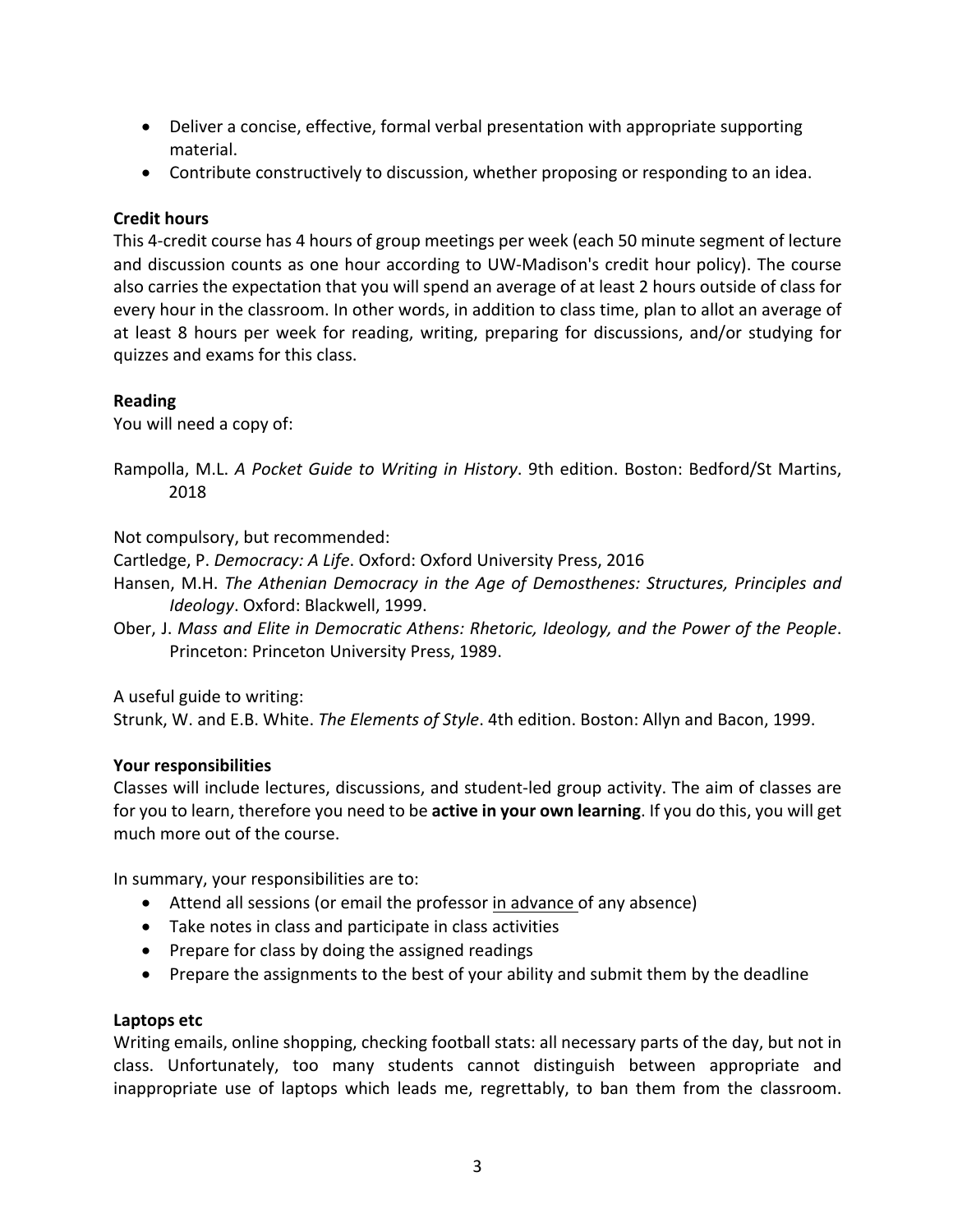- Deliver a concise, effective, formal verbal presentation with appropriate supporting material.
- Contribute constructively to discussion, whether proposing or responding to an idea.

**Credit hours**

This 4-credit course has 4 hours of group meetings per week (each 50 minute segment of lecture and discussion counts as one hour according to UW-Madison's credit hour policy). The course also carries the expectation that you will spend an average of at least 2 hours outside of class for every hour in the classroom. In other words, in addition to class time, plan to allot an average of at least 8 hours per week for reading, writing, preparing for discussions, and/or studying for quizzes and exams for this class.

**Reading**

You will need a copy of:

Rampolla, M.L. *A Pocket Guide to Writing in History*. 9th edition. Boston: Bedford/St Martins, 2018

Not compulsory, but recommended:

Cartledge, P. *Democracy: A Life*. Oxford: Oxford University Press, 2016

Hansen, M.H. *The Athenian Democracy in the Age of Demosthenes: Structures, Principles and Ideology*. Oxford: Blackwell, 1999.

Ober, J. *Mass and Elite in Democratic Athens: Rhetoric, Ideology, and the Power of the People*. Princeton: Princeton University Press, 1989.

A useful guide to writing:

Strunk, W. and E.B. White. *The Elements of Style*. 4th edition. Boston: Allyn and Bacon, 1999.

**Your responsibilities**

Classes will include lectures, discussions, and student-led group activity. The aim of classes are for you to learn, therefore you need to be **active in your own learning**. If you do this, you will get much more out of the course.

In summary, your responsibilities are to:

- Attend all sessions (or email the professor <u>in advance</u> of any absence)
- Take notes in class and participate in class activities
- Prepare for class by doing the assigned readings
- Prepare the assignments to the best of your ability and submit them by the deadline

**Laptops etc**

Writing emails, online shopping, checking football stats: all necessary parts of the day, but not in class. Unfortunately, too many students cannot distinguish between appropriate and inappropriate use of laptops which leads me, regrettably, to ban them from the classroom.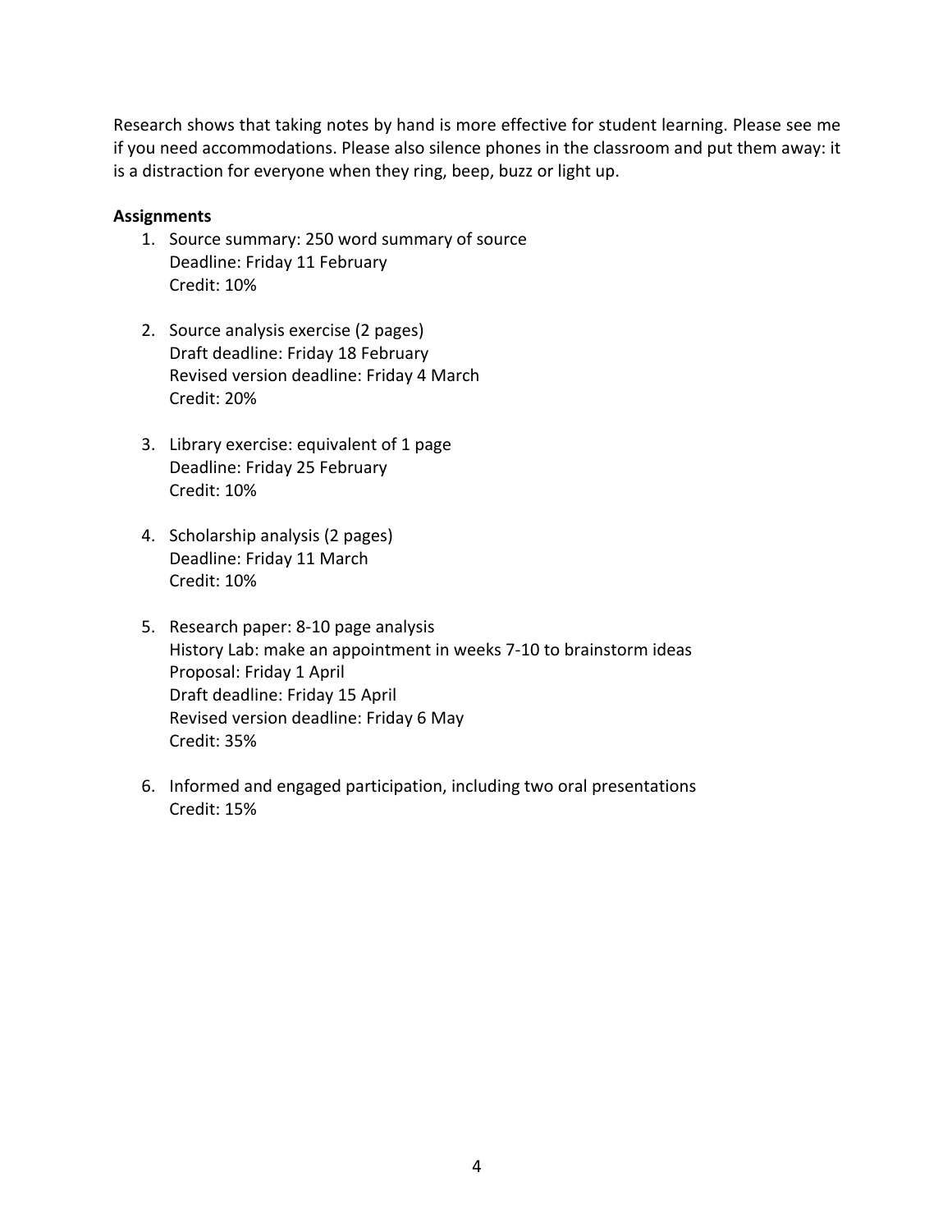Research shows that taking notes by hand is more effective for student learning. Please see me if you need accommodations. Please also silence phones in the classroom and put them away: it is a distraction for everyone when they ring, beep, buzz or light up.

**Assignments**

1. Source summary: 250 word summary of source
   Deadline: Friday 11 February
   Credit: 10%

2. Source analysis exercise (2 pages)
   Draft deadline: Friday 18 February
   Revised version deadline: Friday 4 March
   Credit: 20%

3. Library exercise: equivalent of 1 page
   Deadline: Friday 25 February
   Credit: 10%

4. Scholarship analysis (2 pages)
   Deadline: Friday 11 March
   Credit: 10%

5. Research paper: 8-10 page analysis
   History Lab: make an appointment in weeks 7-10 to brainstorm ideas
   Proposal: Friday 1 April
   Draft deadline: Friday 15 April
   Revised version deadline: Friday 6 May
   Credit: 35%

6. Informed and engaged participation, including two oral presentations
   Credit: 15%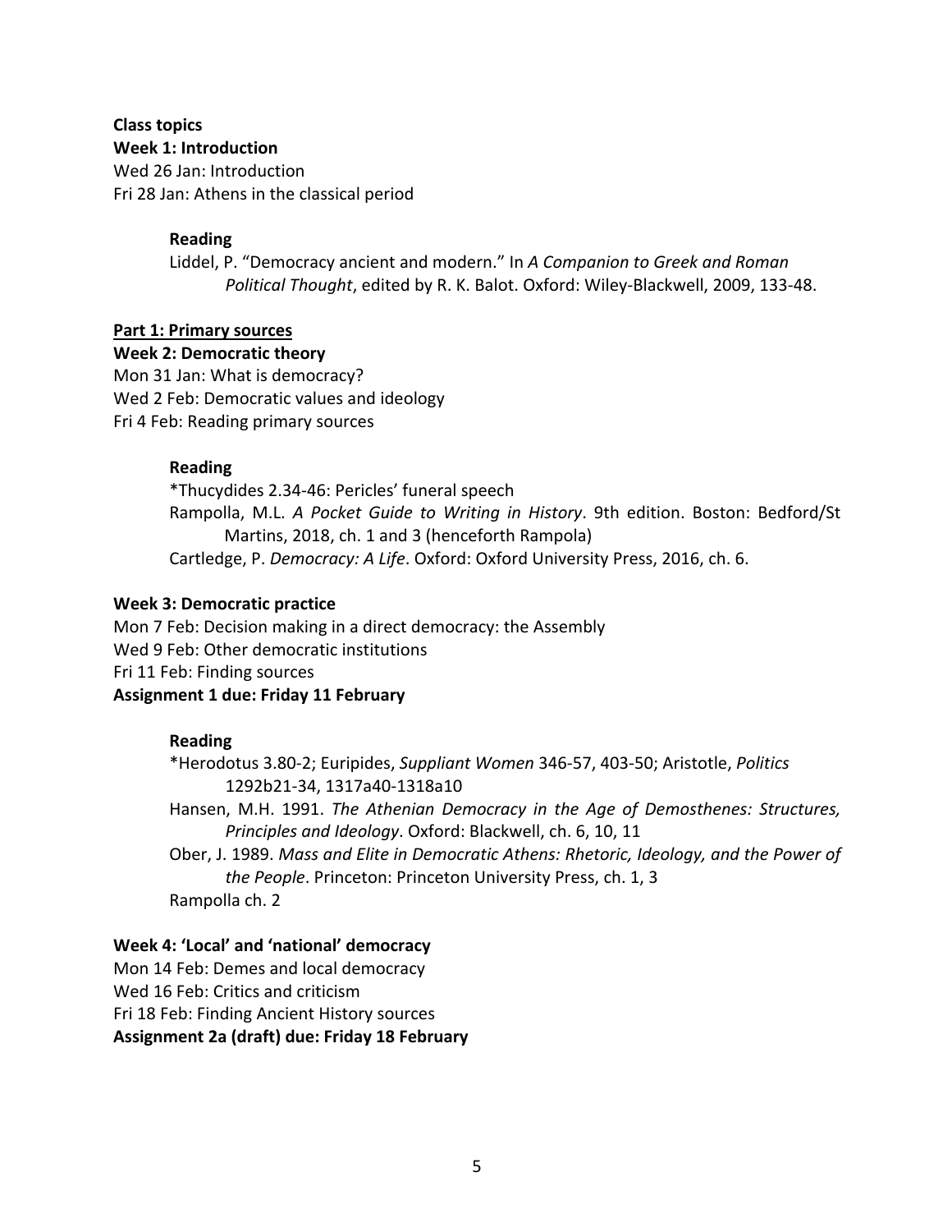**Class topics**

**Week 1: Introduction**

Wed 26 Jan: Introduction
Fri 28 Jan: Athens in the classical period

**Reading**

Liddel, P. "Democracy ancient and modern." In *A Companion to Greek and Roman Political Thought*, edited by R. K. Balot. Oxford: Wiley-Blackwell, 2009, 133-48.

**Part 1: Primary sources**

**Week 2: Democratic theory**

Mon 31 Jan: What is democracy?
Wed 2 Feb: Democratic values and ideology
Fri 4 Feb: Reading primary sources

**Reading**

*Thucydides 2.34-46: Pericles' funeral speech
Rampolla, M.L. *A Pocket Guide to Writing in History*. 9th edition. Boston: Bedford/St Martins, 2018, ch. 1 and 3 (henceforth Rampola)
Cartledge, P. *Democracy: A Life*. Oxford: Oxford University Press, 2016, ch. 6.

**Week 3: Democratic practice**

Mon 7 Feb: Decision making in a direct democracy: the Assembly
Wed 9 Feb: Other democratic institutions
Fri 11 Feb: Finding sources
**Assignment 1 due: Friday 11 February**

**Reading**

*Herodotus 3.80-2; Euripides, *Suppliant Women* 346-57, 403-50; Aristotle, *Politics* 1292b21-34, 1317a40-1318a10
Hansen, M.H. 1991. *The Athenian Democracy in the Age of Demosthenes: Structures, Principles and Ideology*. Oxford: Blackwell, ch. 6, 10, 11
Ober, J. 1989. *Mass and Elite in Democratic Athens: Rhetoric, Ideology, and the Power of the People*. Princeton: Princeton University Press, ch. 1, 3
Rampolla ch. 2

**Week 4: 'Local' and 'national' democracy**

Mon 14 Feb: Demes and local democracy
Wed 16 Feb: Critics and criticism
Fri 18 Feb: Finding Ancient History sources
**Assignment 2a (draft) due: Friday 18 February**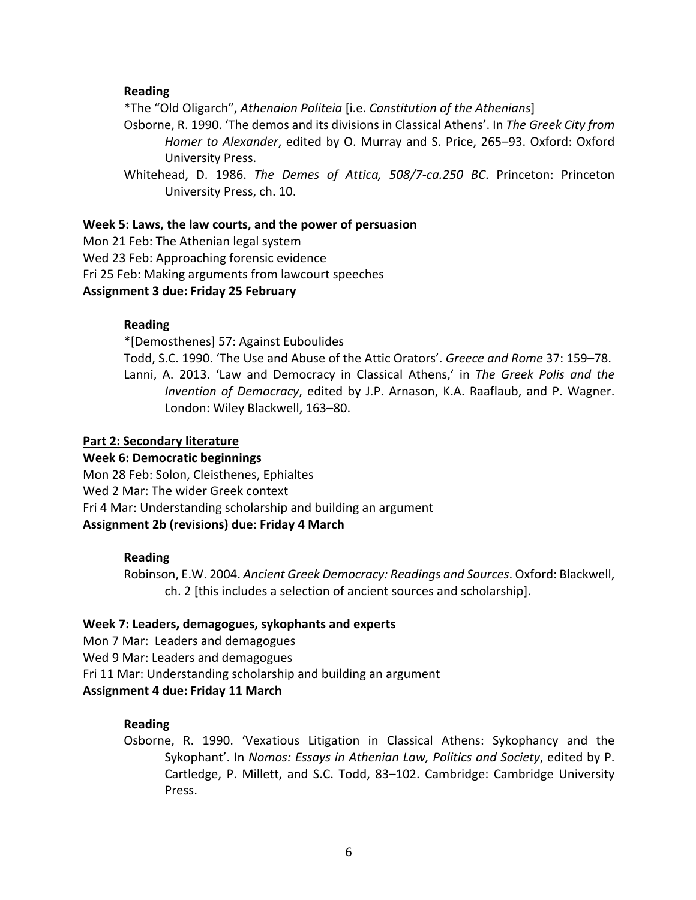#### Reading

*The “Old Oligarch”, *Athenaion Politeia* [i.e. *Constitution of the Athenians*]

Osborne, R. 1990. ‘The demos and its divisions in Classical Athens’. In *The Greek City from Homer to Alexander*, edited by O. Murray and S. Price, 265–93. Oxford: Oxford University Press.

Whitehead, D. 1986. *The Demes of Attica, 508/7-ca.250 BC*. Princeton: Princeton University Press, ch. 10.

### Week 5: Laws, the law courts, and the power of persuasion

Mon 21 Feb: The Athenian legal system
Wed 23 Feb: Approaching forensic evidence
Fri 25 Feb: Making arguments from lawcourt speeches
**Assignment 3 due: Friday 25 February**

#### Reading

*[Demosthenes] 57: Against Euboulides

Todd, S.C. 1990. ‘The Use and Abuse of the Attic Orators’. *Greece and Rome* 37: 159–78.

Lanni, A. 2013. ‘Law and Democracy in Classical Athens,’ in *The Greek Polis and the Invention of Democracy*, edited by J.P. Arnason, K.A. Raaflaub, and P. Wagner. London: Wiley Blackwell, 163–80.

## Part 2: Secondary literature

### Week 6: Democratic beginnings

Mon 28 Feb: Solon, Cleisthenes, Ephialtes
Wed 2 Mar: The wider Greek context
Fri 4 Mar: Understanding scholarship and building an argument
**Assignment 2b (revisions) due: Friday 4 March**

#### Reading

Robinson, E.W. 2004. *Ancient Greek Democracy: Readings and Sources*. Oxford: Blackwell, ch. 2 [this includes a selection of ancient sources and scholarship].

### Week 7: Leaders, demagogues, sykophants and experts

Mon 7 Mar: Leaders and demagogues
Wed 9 Mar: Leaders and demagogues
Fri 11 Mar: Understanding scholarship and building an argument
**Assignment 4 due: Friday 11 March**

#### Reading

Osborne, R. 1990. ‘Vexatious Litigation in Classical Athens: Sykophancy and the Sykophant’. In *Nomos: Essays in Athenian Law, Politics and Society*, edited by P. Cartledge, P. Millett, and S.C. Todd, 83–102. Cambridge: Cambridge University Press.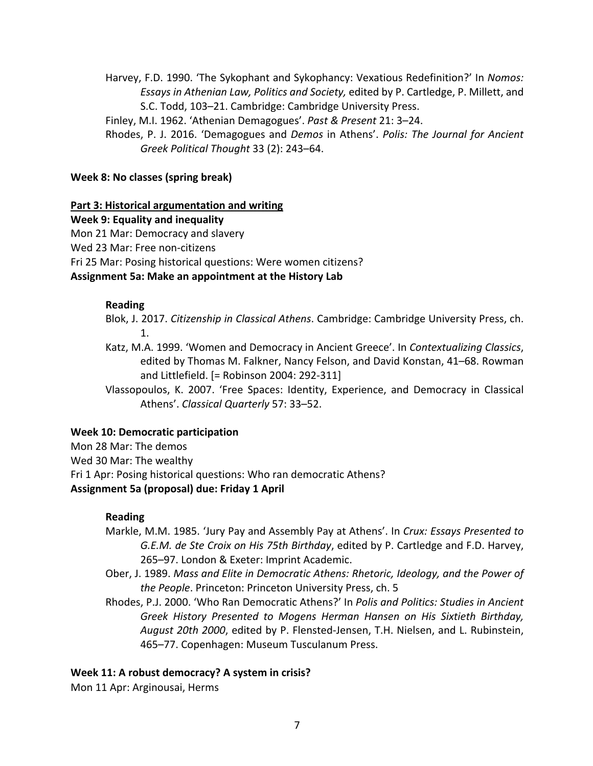Harvey, F.D. 1990. 'The Sykophant and Sykophancy: Vexatious Redefinition?' In *Nomos: Essays in Athenian Law, Politics and Society,* edited by P. Cartledge, P. Millett, and S.C. Todd, 103–21. Cambridge: Cambridge University Press.

Finley, M.I. 1962. 'Athenian Demagogues'. *Past & Present* 21: 3–24.

Rhodes, P. J. 2016. 'Demagogues and *Demos* in Athens'. *Polis: The Journal for Ancient Greek Political Thought* 33 (2): 243–64.

**Week 8: No classes (spring break)**

**<u>Part 3: Historical argumentation and writing</u>**

**Week 9: Equality and inequality**

Mon 21 Mar: Democracy and slavery

Wed 23 Mar: Free non-citizens

Fri 25 Mar: Posing historical questions: Were women citizens?

**Assignment 5a: Make an appointment at the History Lab**

**Reading**

Blok, J. 2017. *Citizenship in Classical Athens*. Cambridge: Cambridge University Press, ch. 1.

Katz, M.A. 1999. 'Women and Democracy in Ancient Greece'. In *Contextualizing Classics*, edited by Thomas M. Falkner, Nancy Felson, and David Konstan, 41–68. Rowman and Littlefield. [= Robinson 2004: 292-311]

Vlassopoulos, K. 2007. 'Free Spaces: Identity, Experience, and Democracy in Classical Athens'. *Classical Quarterly* 57: 33–52.

**Week 10: Democratic participation**

Mon 28 Mar: The demos

Wed 30 Mar: The wealthy

Fri 1 Apr: Posing historical questions: Who ran democratic Athens?

**Assignment 5a (proposal) due: Friday 1 April**

**Reading**

Markle, M.M. 1985. 'Jury Pay and Assembly Pay at Athens'. In *Crux: Essays Presented to G.E.M. de Ste Croix on His 75th Birthday*, edited by P. Cartledge and F.D. Harvey, 265–97. London & Exeter: Imprint Academic.

Ober, J. 1989. *Mass and Elite in Democratic Athens: Rhetoric, Ideology, and the Power of the People*. Princeton: Princeton University Press, ch. 5

Rhodes, P.J. 2000. 'Who Ran Democratic Athens?' In *Polis and Politics: Studies in Ancient Greek History Presented to Mogens Herman Hansen on His Sixtieth Birthday, August 20th 2000*, edited by P. Flensted-Jensen, T.H. Nielsen, and L. Rubinstein, 465–77. Copenhagen: Museum Tusculanum Press.

**Week 11: A robust democracy? A system in crisis?**

Mon 11 Apr: Arginousai, Herms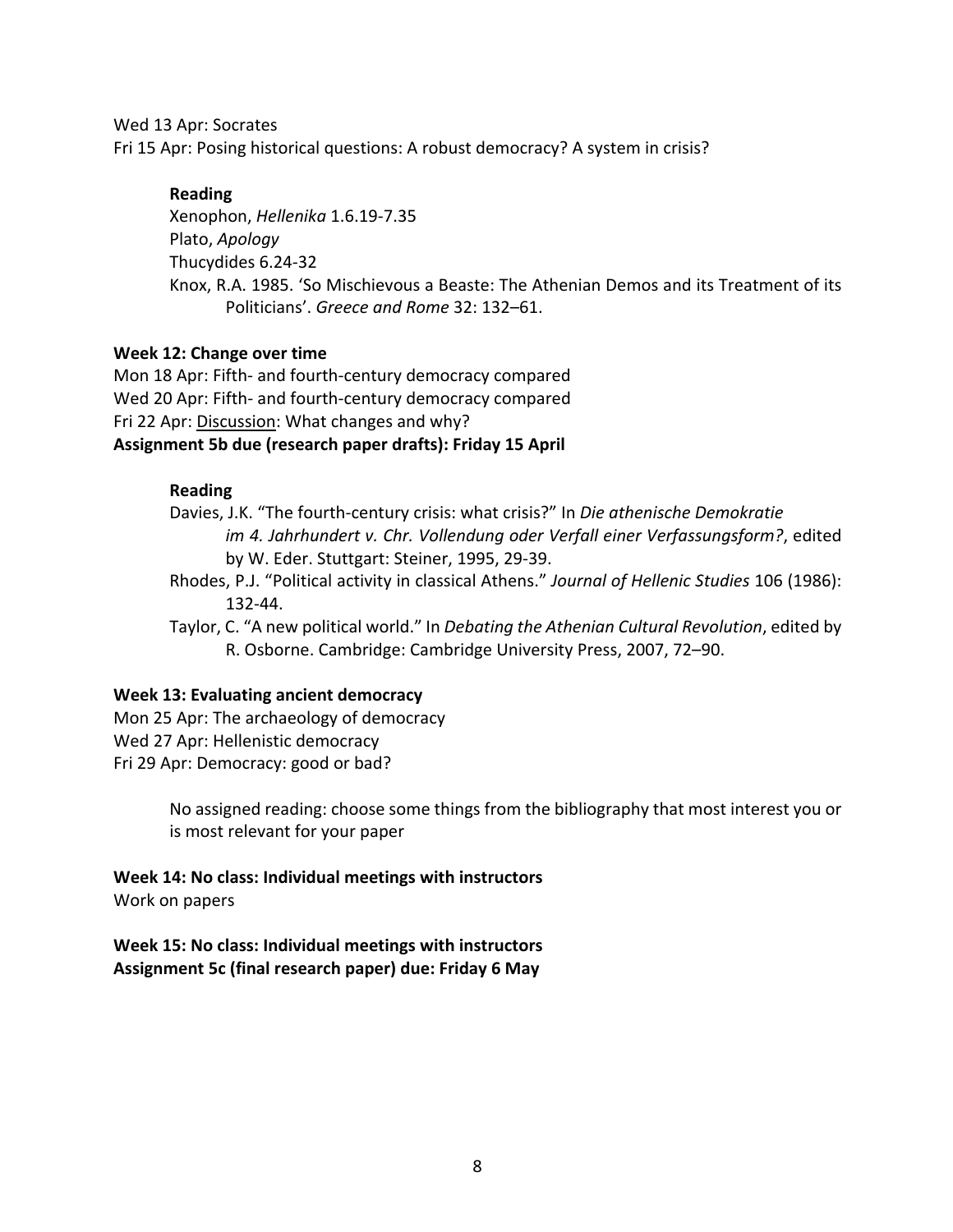Wed 13 Apr: Socrates
Fri 15 Apr: Posing historical questions: A robust democracy? A system in crisis?

**Reading**

Xenophon, *Hellenika* 1.6.19-7.35
Plato, *Apology*
Thucydides 6.24-32
Knox, R.A. 1985. 'So Mischievous a Beaste: The Athenian Demos and its Treatment of its Politicians'. *Greece and Rome* 32: 132–61.

**Week 12: Change over time**

Mon 18 Apr: Fifth- and fourth-century democracy compared
Wed 20 Apr: Fifth- and fourth-century democracy compared
Fri 22 Apr: <u>Discussion</u>: What changes and why?
**Assignment 5b due (research paper drafts): Friday 15 April**

**Reading**

Davies, J.K. "The fourth-century crisis: what crisis?" In *Die athenische Demokratie im 4. Jahrhundert v. Chr. Vollendung oder Verfall einer Verfassungsform?*, edited by W. Eder. Stuttgart: Steiner, 1995, 29-39.
Rhodes, P.J. "Political activity in classical Athens." *Journal of Hellenic Studies* 106 (1986): 132-44.
Taylor, C. "A new political world." In *Debating the Athenian Cultural Revolution*, edited by R. Osborne. Cambridge: Cambridge University Press, 2007, 72–90.

**Week 13: Evaluating ancient democracy**

Mon 25 Apr: The archaeology of democracy
Wed 27 Apr: Hellenistic democracy
Fri 29 Apr: Democracy: good or bad?

No assigned reading: choose some things from the bibliography that most interest you or is most relevant for your paper

**Week 14: No class: Individual meetings with instructors**

Work on papers

**Week 15: No class: Individual meetings with instructors**
**Assignment 5c (final research paper) due: Friday 6 May**